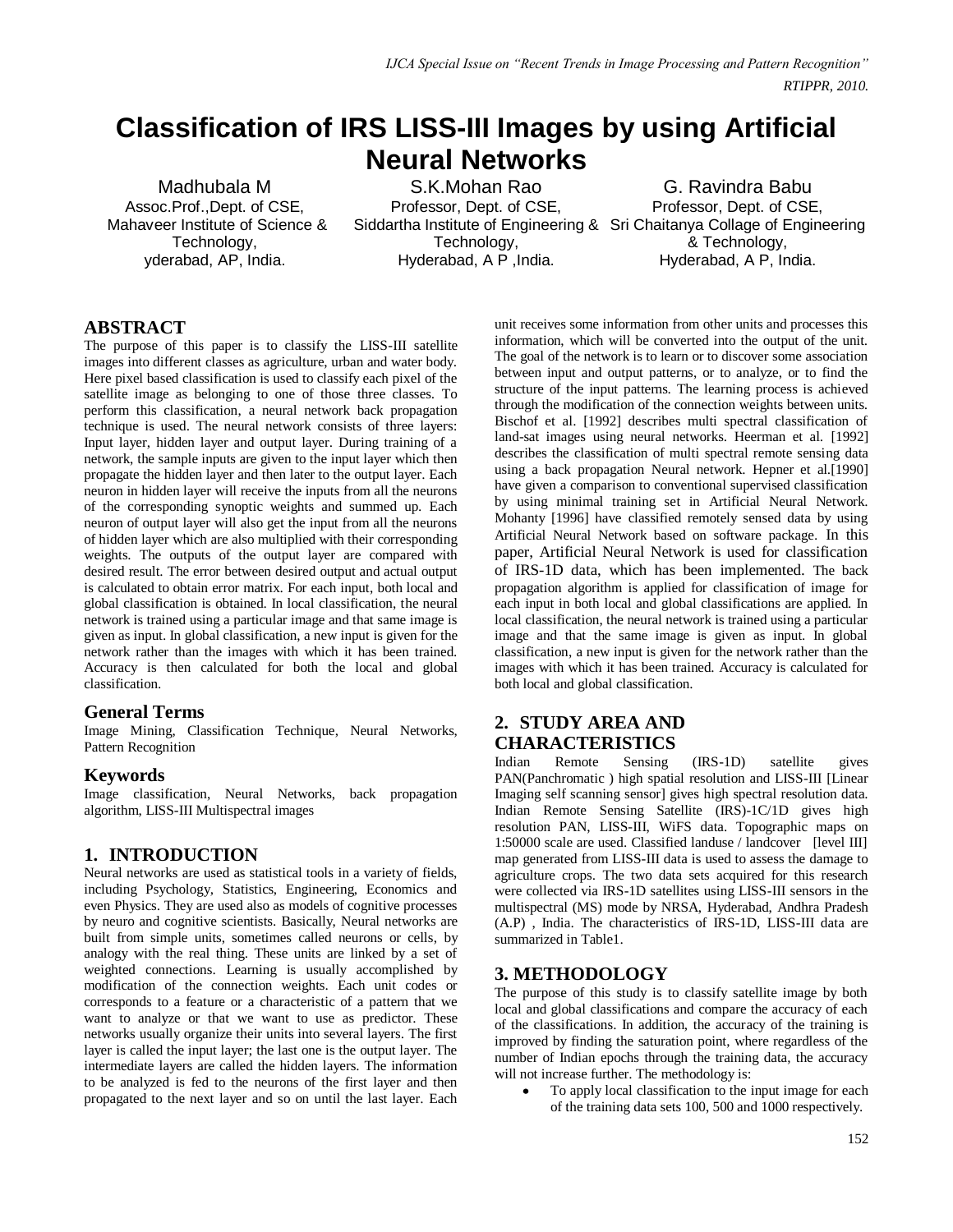# Classification of IRS LISS-III Images by using Artificial Neural Networks

Madhubala M
Assoc.Prof.,Dept. of CSE,
Mahaveer Institute of Science & Technology,
yderabad, AP, India.

S.K.Mohan Rao
Professor, Dept. of CSE,
Siddartha Institute of Engineering & Technology,
Hyderabad, A P ,India.

G. Ravindra Babu
Professor, Dept. of CSE,
Sri Chaitanya Collage of Engineering & Technology,
Hyderabad, A P, India.

## ABSTRACT

The purpose of this paper is to classify the LISS-III satellite images into different classes as agriculture, urban and water body. Here pixel based classification is used to classify each pixel of the satellite image as belonging to one of those three classes. To perform this classification, a neural network back propagation technique is used. The neural network consists of three layers: Input layer, hidden layer and output layer. During training of a network, the sample inputs are given to the input layer which then propagate the hidden layer and then later to the output layer. Each neuron in hidden layer will receive the inputs from all the neurons of the corresponding synoptic weights and summed up. Each neuron of output layer will also get the input from all the neurons of hidden layer which are also multiplied with their corresponding weights. The outputs of the output layer are compared with desired result. The error between desired output and actual output is calculated to obtain error matrix. For each input, both local and global classification is obtained. In local classification, the neural network is trained using a particular image and that same image is given as input. In global classification, a new input is given for the network rather than the images with which it has been trained. Accuracy is then calculated for both the local and global classification.

### General Terms

Image Mining, Classification Technique, Neural Networks, Pattern Recognition

### Keywords

Image classification, Neural Networks, back propagation algorithm, LISS-III Multispectral images

## 1. INTRODUCTION

Neural networks are used as statistical tools in a variety of fields, including Psychology, Statistics, Engineering, Economics and even Physics. They are used also as models of cognitive processes by neuro and cognitive scientists. Basically, Neural networks are built from simple units, sometimes called neurons or cells, by analogy with the real thing. These units are linked by a set of weighted connections. Learning is usually accomplished by modification of the connection weights. Each unit codes or corresponds to a feature or a characteristic of a pattern that we want to analyze or that we want to use as predictor. These networks usually organize their units into several layers. The first layer is called the input layer; the last one is the output layer. The intermediate layers are called the hidden layers. The information to be analyzed is fed to the neurons of the first layer and then propagated to the next layer and so on until the last layer. Each unit receives some information from other units and processes this information, which will be converted into the output of the unit. The goal of the network is to learn or to discover some association between input and output patterns, or to analyze, or to find the structure of the input patterns. The learning process is achieved through the modification of the connection weights between units. Bischof et al. [1992] describes multi spectral classification of land-sat images using neural networks. Heerman et al. [1992] describes the classification of multi spectral remote sensing data using a back propagation Neural network. Hepner et al.[1990] have given a comparison to conventional supervised classification by using minimal training set in Artificial Neural Network. Mohanty [1996] have classified remotely sensed data by using Artificial Neural Network based on software package. In this paper, Artificial Neural Network is used for classification of IRS-1D data, which has been implemented. The back propagation algorithm is applied for classification of image for each input in both local and global classifications are applied. In local classification, the neural network is trained using a particular image and that the same image is given as input. In global classification, a new input is given for the network rather than the images with which it has been trained. Accuracy is calculated for both local and global classification.

## 2. STUDY AREA AND CHARACTERISTICS

Indian Remote Sensing (IRS-1D) satellite gives PAN(Panchromatic ) high spatial resolution and LISS-III [Linear Imaging self scanning sensor] gives high spectral resolution data. Indian Remote Sensing Satellite (IRS)-1C/1D gives high resolution PAN, LISS-III, WiFS data. Topographic maps on 1:50000 scale are used. Classified landuse / landcover [level III] map generated from LISS-III data is used to assess the damage to agriculture crops. The two data sets acquired for this research were collected via IRS-1D satellites using LISS-III sensors in the multispectral (MS) mode by NRSA, Hyderabad, Andhra Pradesh (A.P) , India. The characteristics of IRS-1D, LISS-III data are summarized in Table1.

## 3. METHODOLOGY

The purpose of this study is to classify satellite image by both local and global classifications and compare the accuracy of each of the classifications. In addition, the accuracy of the training is improved by finding the saturation point, where regardless of the number of Indian epochs through the training data, the accuracy will not increase further. The methodology is:

- To apply local classification to the input image for each of the training data sets 100, 500 and 1000 respectively.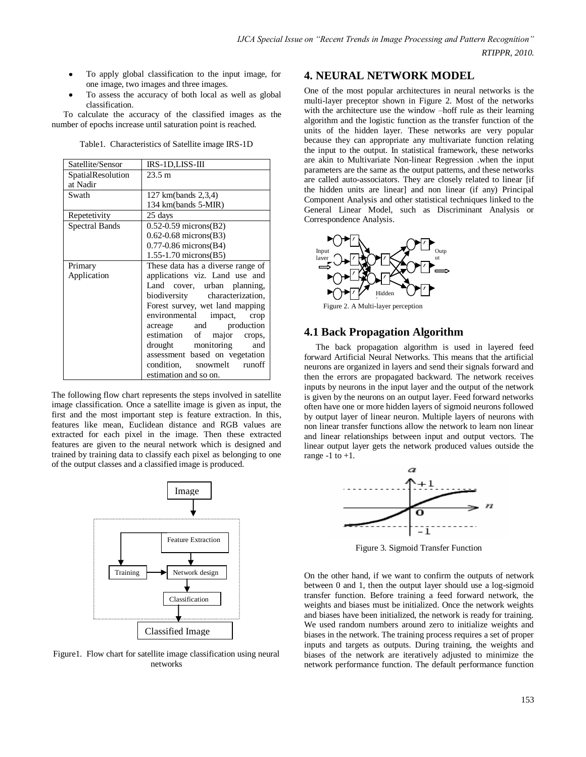- To apply global classification to the input image, for one image, two images and three images.
- To assess the accuracy of both local as well as global classification.

To calculate the accuracy of the classified images as the number of epochs increase until saturation point is reached.

Table1. Characteristics of Satellite image IRS-1D

| Satellite/Sensor | IRS-1D,LISS-III |
|---|---|
| SpatialResolution at Nadir | 23.5 m |
| Swath | 127 km(bands 2,3,4)<br>134 km(bands 5-MIR) |
| Repetetivity | 25 days |
| Spectral Bands | 0.52-0.59 microns(B2)<br>0.62-0.68 microns(B3)<br>0.77-0.86 microns(B4)<br>1.55-1.70 microns(B5) |
| Primary Application | These data has a diverse range of applications viz. Land use and Land cover, urban planning, biodiversity characterization, Forest survey, wet land mapping environmental impact, crop acreage and production estimation of major crops, drought monitoring and assessment based on vegetation condition, snowmelt runoff estimation and so on. |

The following flow chart represents the steps involved in satellite image classification. Once a satellite image is given as input, the first and the most important step is feature extraction. In this, features like mean, Euclidean distance and RGB values are extracted for each pixel in the image. Then these extracted features are given to the neural network which is designed and trained by training data to classify each pixel as belonging to one of the output classes and a classified image is produced.

Image → Feature Extraction → Network design (← Training) → Classification → Classified Image

Figure1. Flow chart for satellite image classification using neural networks

## 4. NEURAL NETWORK MODEL

One of the most popular architectures in neural networks is the multi-layer preceptor shown in Figure 2. Most of the networks with the architecture use the window –hoff rule as their learning algorithm and the logistic function as the transfer function of the units of the hidden layer. These networks are very popular because they can appropriate any multivariate function relating the input to the output. In statistical framework, these networks are akin to Multivariate Non-linear Regression .when the input parameters are the same as the output patterns, and these networks are called auto-associators. They are closely related to linear [if the hidden units are linear] and non linear (if any) Principal Component Analysis and other statistical techniques linked to the General Linear Model, such as Discriminant Analysis or Correspondence Analysis.

Figure 2. A Multi-layer perception

### 4.1 Back Propagation Algorithm

The back propagation algorithm is used in layered feed forward Artificial Neural Networks. This means that the artificial neurons are organized in layers and send their signals forward and then the errors are propagated backward. The network receives inputs by neurons in the input layer and the output of the network is given by the neurons on an output layer. Feed forward networks often have one or more hidden layers of sigmoid neurons followed by output layer of linear neuron. Multiple layers of neurons with non linear transfer functions allow the network to learn non linear and linear relationships between input and output vectors. The linear output layer gets the network produced values outside the range -1 to +1.

Figure 3. Sigmoid Transfer Function

On the other hand, if we want to confirm the outputs of network between 0 and 1, then the output layer should use a log-sigmoid transfer function. Before training a feed forward network, the weights and biases must be initialized. Once the network weights and biases have been initialized, the network is ready for training. We used random numbers around zero to initialize weights and biases in the network. The training process requires a set of proper inputs and targets as outputs. During training, the weights and biases of the network are iteratively adjusted to minimize the network performance function. The default performance function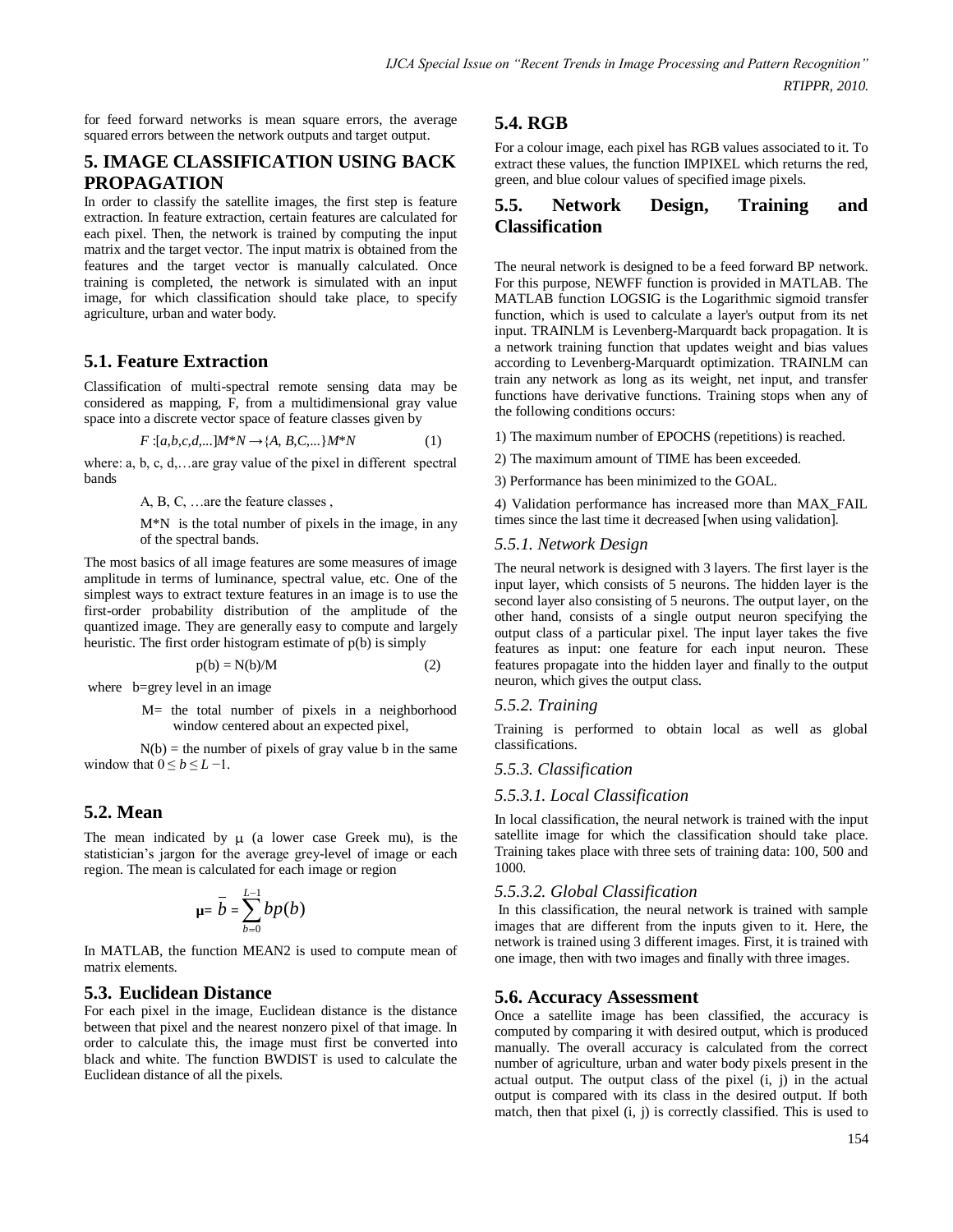for feed forward networks is mean square errors, the average squared errors between the network outputs and target output.

# 5. IMAGE CLASSIFICATION USING BACK PROPAGATION

In order to classify the satellite images, the first step is feature extraction. In feature extraction, certain features are calculated for each pixel. Then, the network is trained by computing the input matrix and the target vector. The input matrix is obtained from the features and the target vector is manually calculated. Once training is completed, the network is simulated with an input image, for which classification should take place, to specify agriculture, urban and water body.

## 5.1. Feature Extraction

Classification of multi-spectral remote sensing data may be considered as mapping, F, from a multidimensional gray value space into a discrete vector space of feature classes given by

$$F : [a, b, c, d, ...] M*N \rightarrow \{A, B, C, ...\} M*N \qquad (1)$$

where: a, b, c, d,…are gray value of the pixel in different spectral bands

A, B, C, …are the feature classes ,

M*N is the total number of pixels in the image, in any of the spectral bands.

The most basics of all image features are some measures of image amplitude in terms of luminance, spectral value, etc. One of the simplest ways to extract texture features in an image is to use the first-order probability distribution of the amplitude of the quantized image. They are generally easy to compute and largely heuristic. The first order histogram estimate of p(b) is simply

$$p(b) = N(b)/M \qquad (2)$$

where b=grey level in an image

M= the total number of pixels in a neighborhood window centered about an expected pixel,

N(b) = the number of pixels of gray value b in the same window that $0 \leq b \leq L-1$.

## 5.2. Mean

The mean indicated by $\mu$ (a lower case Greek mu), is the statistician's jargon for the average grey-level of image or each region. The mean is calculated for each image or region

$$\mu = \bar{b} = \sum_{b=0}^{L-1} b p(b)$$

In MATLAB, the function MEAN2 is used to compute mean of matrix elements.

## 5.3. Euclidean Distance

For each pixel in the image, Euclidean distance is the distance between that pixel and the nearest nonzero pixel of that image. In order to calculate this, the image must first be converted into black and white. The function BWDIST is used to calculate the Euclidean distance of all the pixels.

## 5.4. RGB

For a colour image, each pixel has RGB values associated to it. To extract these values, the function IMPIXEL which returns the red, green, and blue colour values of specified image pixels.

## 5.5. Network Design, Training and Classification

The neural network is designed to be a feed forward BP network. For this purpose, NEWFF function is provided in MATLAB. The MATLAB function LOGSIG is the Logarithmic sigmoid transfer function, which is used to calculate a layer's output from its net input. TRAINLM is Levenberg-Marquardt back propagation. It is a network training function that updates weight and bias values according to Levenberg-Marquardt optimization. TRAINLM can train any network as long as its weight, net input, and transfer functions have derivative functions. Training stops when any of the following conditions occurs:

1) The maximum number of EPOCHS (repetitions) is reached.

2) The maximum amount of TIME has been exceeded.

3) Performance has been minimized to the GOAL.

4) Validation performance has increased more than MAX_FAIL times since the last time it decreased [when using validation].

### *5.5.1. Network Design*

The neural network is designed with 3 layers. The first layer is the input layer, which consists of 5 neurons. The hidden layer is the second layer also consisting of 5 neurons. The output layer, on the other hand, consists of a single output neuron specifying the output class of a particular pixel. The input layer takes the five features as input: one feature for each input neuron. These features propagate into the hidden layer and finally to the output neuron, which gives the output class.

### *5.5.2. Training*

Training is performed to obtain local as well as global classifications.

### *5.5.3. Classification*

#### *5.5.3.1. Local Classification*

In local classification, the neural network is trained with the input satellite image for which the classification should take place. Training takes place with three sets of training data: 100, 500 and 1000.

#### *5.5.3.2. Global Classification*

In this classification, the neural network is trained with sample images that are different from the inputs given to it. Here, the network is trained using 3 different images. First, it is trained with one image, then with two images and finally with three images.

## 5.6. Accuracy Assessment

Once a satellite image has been classified, the accuracy is computed by comparing it with desired output, which is produced manually. The overall accuracy is calculated from the correct number of agriculture, urban and water body pixels present in the actual output. The output class of the pixel (i, j) in the actual output is compared with its class in the desired output. If both match, then that pixel (i, j) is correctly classified. This is used to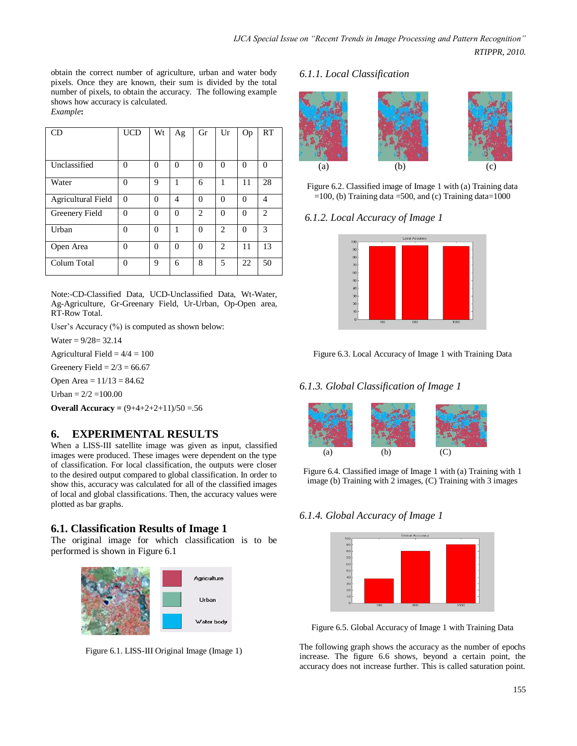obtain the correct number of agriculture, urban and water body pixels. Once they are known, their sum is divided by the total number of pixels, to obtain the accuracy. The following example shows how accuracy is calculated.

*Example*:

| CD | UCD | Wt | Ag | Gr | Ur | Op | RT |
|---|---|---|---|---|---|---|---|
| Unclassified | 0 | 0 | 0 | 0 | 0 | 0 | 0 |
| Water | 0 | 9 | 1 | 6 | 1 | 11 | 28 |
| Agricultural Field | 0 | 0 | 4 | 0 | 0 | 0 | 4 |
| Greenery Field | 0 | 0 | 0 | 2 | 0 | 0 | 2 |
| Urban | 0 | 0 | 1 | 0 | 2 | 0 | 3 |
| Open Area | 0 | 0 | 0 | 0 | 2 | 11 | 13 |
| Colum Total | 0 | 9 | 6 | 8 | 5 | 22 | 50 |

Note:-CD-Classified Data, UCD-Unclassified Data, Wt-Water, Ag-Agriculture, Gr-Greenary Field, Ur-Urban, Op-Open area, RT-Row Total.

User's Accuracy (%) is computed as shown below:

Water = 9/28= 32.14

Agricultural Field = 4/4 = 100

Greenery Field = 2/3 = 66.67

Open Area = 11/13 = 84.62

Urban = 2/2 =100.00

**Overall Accuracy =** (9+4+2+2+11)/50 =.56

## 6. EXPERIMENTAL RESULTS

When a LISS-III satellite image was given as input, classified images were produced. These images were dependent on the type of classification. For local classification, the outputs were closer to the desired output compared to global classification. In order to show this, accuracy was calculated for all of the classified images of local and global classifications. Then, the accuracy values were plotted as bar graphs.

### 6.1. Classification Results of Image 1

The original image for which classification is to be performed is shown in Figure 6.1

Figure 6.1. LISS-III Original Image (Image 1)

#### *6.1.1. Local Classification*

Figure 6.2. Classified image of Image 1 with (a) Training data =100, (b) Training data =500, and (c) Training data=1000

#### *6.1.2. Local Accuracy of Image 1*

Figure 6.3. Local Accuracy of Image 1 with Training Data

#### *6.1.3. Global Classification of Image 1*

Figure 6.4. Classified image of Image 1 with (a) Training with 1 image (b) Training with 2 images, (C) Training with 3 images

#### *6.1.4. Global Accuracy of Image 1*

Figure 6.5. Global Accuracy of Image 1 with Training Data

The following graph shows the accuracy as the number of epochs increase. The figure 6.6 shows, beyond a certain point, the accuracy does not increase further. This is called saturation point.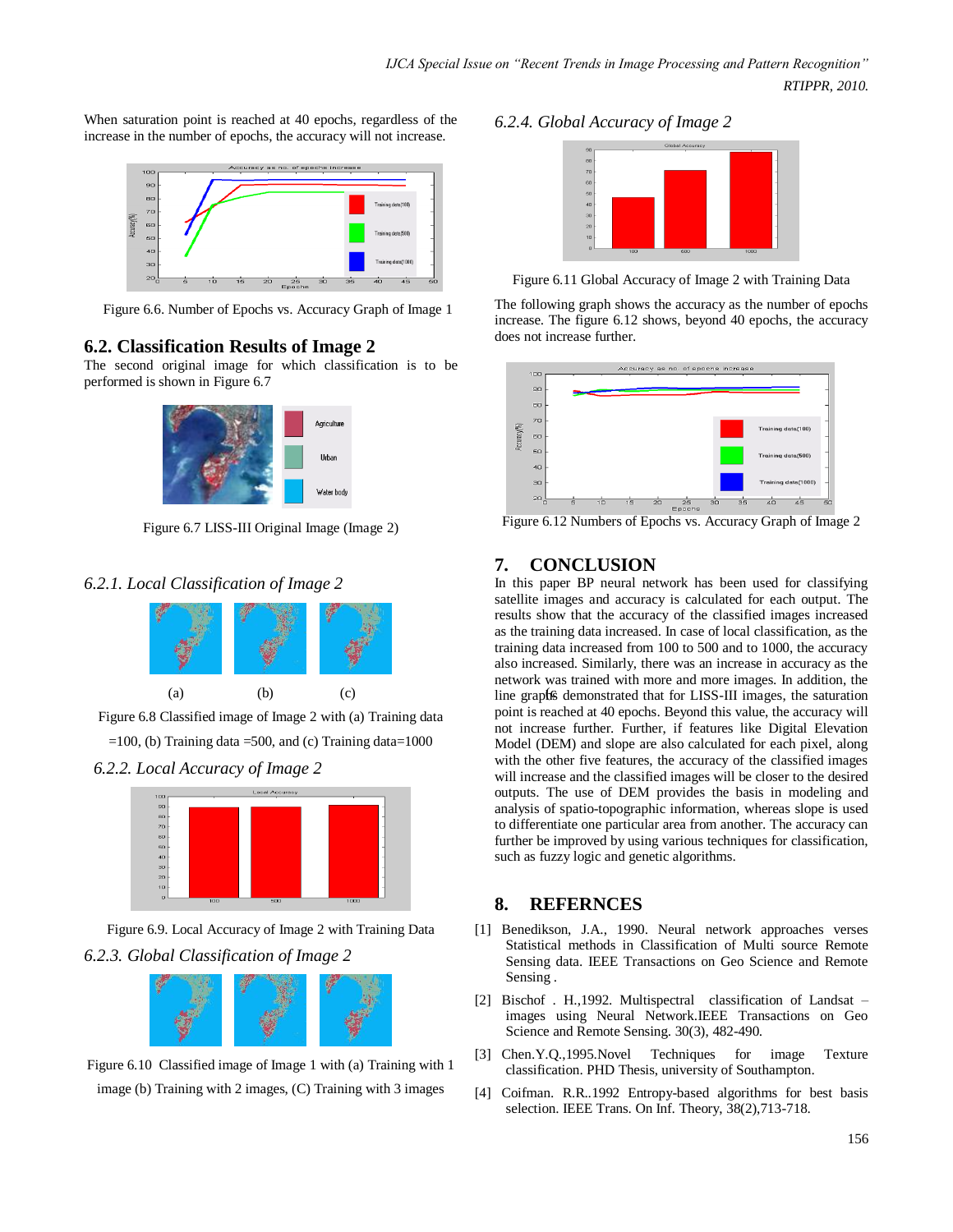When saturation point is reached at 40 epochs, regardless of the increase in the number of epochs, the accuracy will not increase.

Figure 6.6. Number of Epochs vs. Accuracy Graph of Image 1

## 6.2. Classification Results of Image 2

The second original image for which classification is to be performed is shown in Figure 6.7

Figure 6.7 LISS-III Original Image (Image 2)

### *6.2.1. Local Classification of Image 2*

Figure 6.8 Classified image of Image 2 with (a) Training data =100, (b) Training data =500, and (c) Training data=1000

### *6.2.2. Local Accuracy of Image 2*

Figure 6.9. Local Accuracy of Image 2 with Training Data

### *6.2.3. Global Classification of Image 2*

Figure 6.10 Classified image of Image 1 with (a) Training with 1 image (b) Training with 2 images, (C) Training with 3 images

### *6.2.4. Global Accuracy of Image 2*

Figure 6.11 Global Accuracy of Image 2 with Training Data

The following graph shows the accuracy as the number of epochs increase. The figure 6.12 shows, beyond 40 epochs, the accuracy does not increase further.

Figure 6.12 Numbers of Epochs vs. Accuracy Graph of Image 2

## 7. CONCLUSION

In this paper BP neural network has been used for classifying satellite images and accuracy is calculated for each output. The results show that the accuracy of the classified images increased as the training data increased. In case of local classification, as the training data increased from 100 to 500 and to 1000, the accuracy also increased. Similarly, there was an increase in accuracy as the network was trained with more and more images. In addition, the line graphs demonstrated that for LISS-III images, the saturation point is reached at 40 epochs. Beyond this value, the accuracy will not increase further. Further, if features like Digital Elevation Model (DEM) and slope are also calculated for each pixel, along with the other five features, the accuracy of the classified images will increase and the classified images will be closer to the desired outputs. The use of DEM provides the basis in modeling and analysis of spatio-topographic information, whereas slope is used to differentiate one particular area from another. The accuracy can further be improved by using various techniques for classification, such as fuzzy logic and genetic algorithms.

## 8. REFERNCES

[1] Benedikson, J.A., 1990. Neural network approaches verses Statistical methods in Classification of Multi source Remote Sensing data. IEEE Transactions on Geo Science and Remote Sensing .

[2] Bischof . H.,1992. Multispectral classification of Landsat – images using Neural Network.IEEE Transactions on Geo Science and Remote Sensing. 30(3), 482-490.

[3] Chen.Y.Q.,1995.Novel Techniques for image Texture classification. PHD Thesis, university of Southampton.

[4] Coifman. R.R..1992 Entropy-based algorithms for best basis selection. IEEE Trans. On Inf. Theory, 38(2),713-718.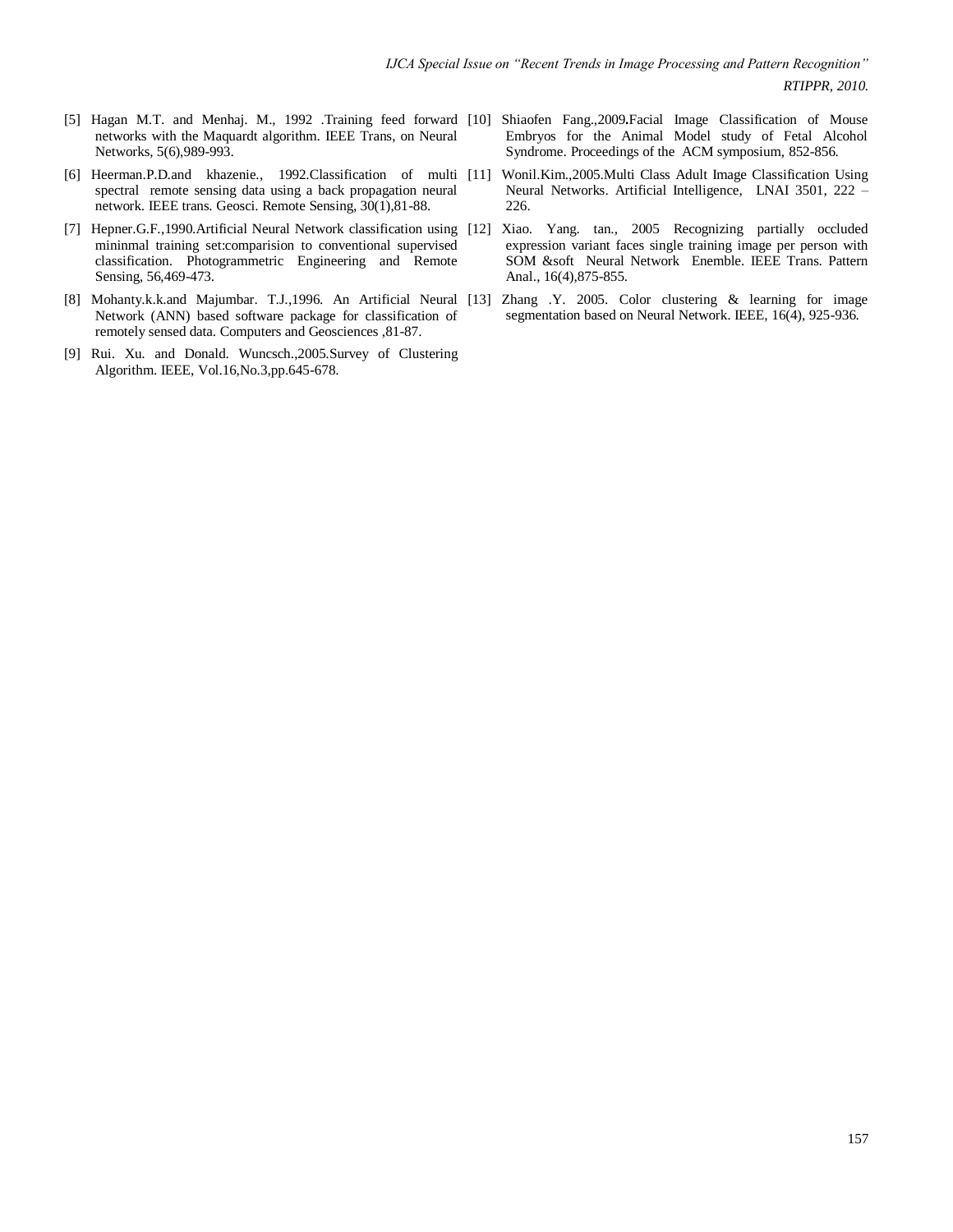[5] Hagan M.T. and Menhaj. M., 1992 .Training feed forward networks with the Maquardt algorithm. IEEE Trans, on Neural Networks, 5(6),989-993.

[6] Heerman.P.D.and khazenie., 1992.Classification of multi spectral remote sensing data using a back propagation neural network. IEEE trans. Geosci. Remote Sensing, 30(1),81-88.

[7] Hepner.G.F.,1990.Artificial Neural Network classification using mininmal training set:comparision to conventional supervised classification. Photogrammetric Engineering and Remote Sensing, 56,469-473.

[8] Mohanty.k.k.and Majumbar. T.J.,1996. An Artificial Neural Network (ANN) based software package for classification of remotely sensed data. Computers and Geosciences ,81-87.

[9] Rui. Xu. and Donald. Wuncsch.,2005.Survey of Clustering Algorithm. IEEE, Vol.16,No.3,pp.645-678.

[10] Shiaofen Fang.,2009**.**Facial Image Classification of Mouse Embryos for the Animal Model study of Fetal Alcohol Syndrome. Proceedings of the ACM symposium, 852-856.

[11] Wonil.Kim.,2005.Multi Class Adult Image Classification Using Neural Networks. Artificial Intelligence, LNAI 3501, 222 – 226.

[12] Xiao. Yang. tan., 2005 Recognizing partially occluded expression variant faces single training image per person with SOM &soft Neural Network Enemble. IEEE Trans. Pattern Anal., 16(4),875-855.

[13] Zhang .Y. 2005. Color clustering & learning for image segmentation based on Neural Network. IEEE, 16(4), 925-936.